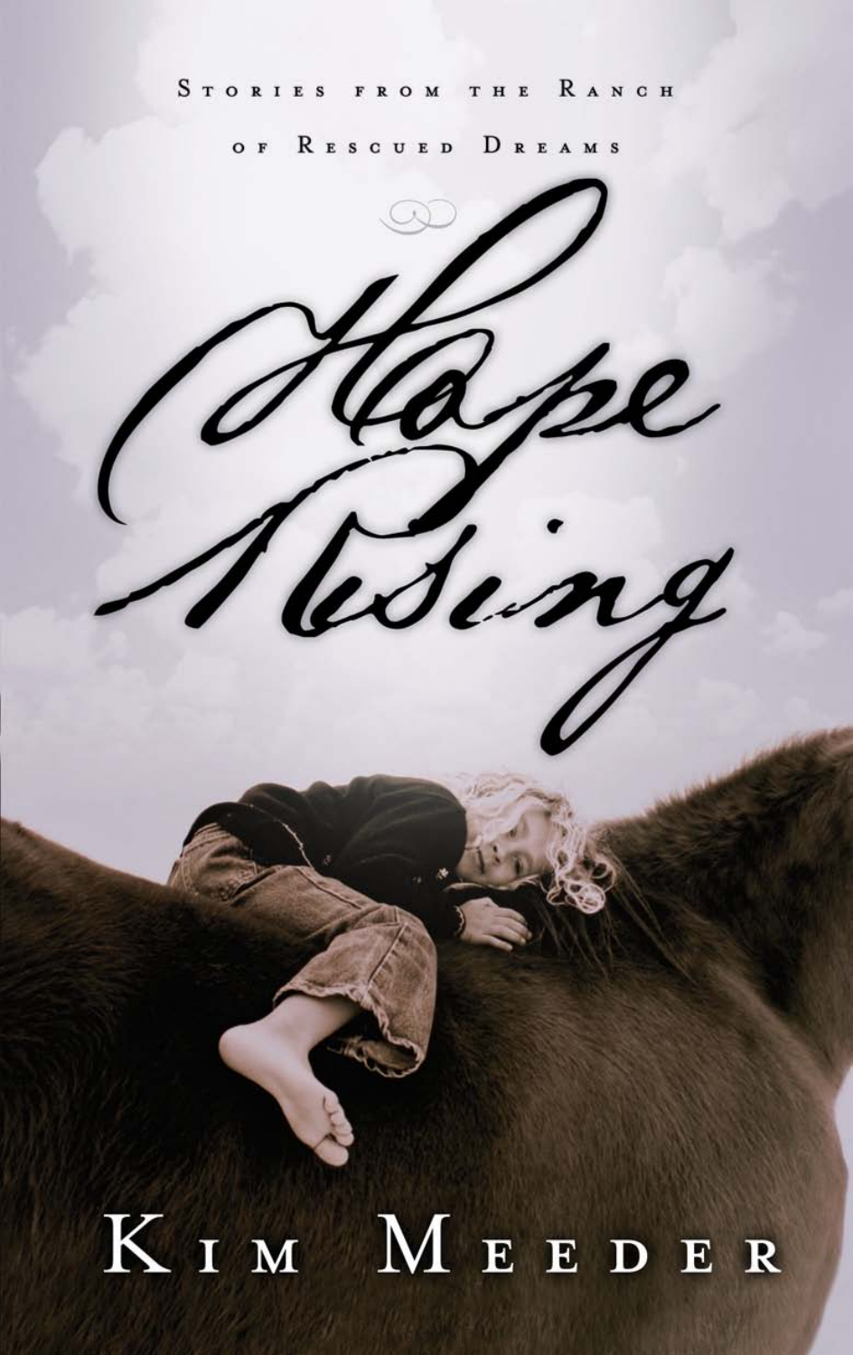Stories from the Ranch of Rescued Dreams

# Hope Rising

Kim Meeder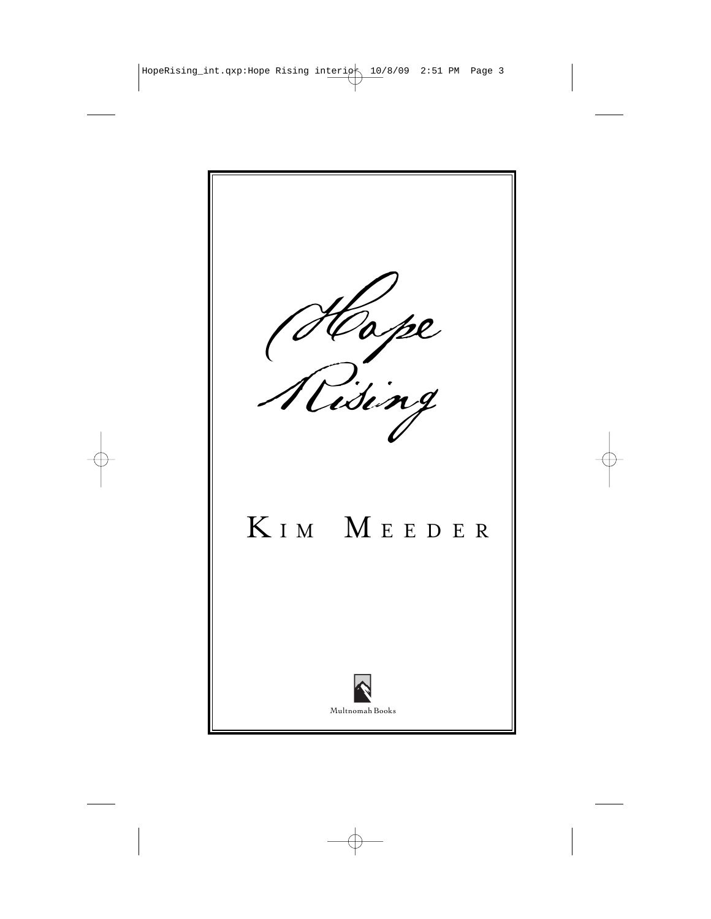# Hope Rising

KIM MEEDER

Multnomah Books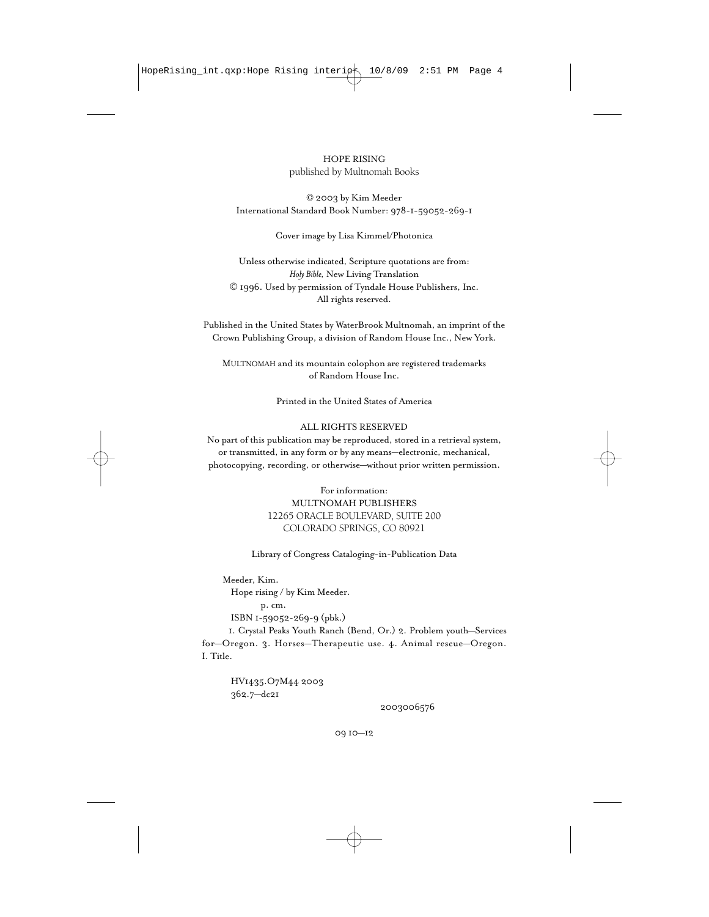HOPE RISING
published by Multnomah Books

© 2003 by Kim Meeder
International Standard Book Number: 978-1-59052-269-1

Cover image by Lisa Kimmel/Photonica

Unless otherwise indicated, Scripture quotations are from:
*Holy Bible,* New Living Translation
© 1996. Used by permission of Tyndale House Publishers, Inc.
All rights reserved.

Published in the United States by WaterBrook Multnomah, an imprint of the Crown Publishing Group, a division of Random House Inc., New York.

MULTNOMAH and its mountain colophon are registered trademarks of Random House Inc.

Printed in the United States of America

ALL RIGHTS RESERVED
No part of this publication may be reproduced, stored in a retrieval system, or transmitted, in any form or by any means—electronic, mechanical, photocopying, recording, or otherwise—without prior written permission.

For information:
MULTNOMAH PUBLISHERS
12265 ORACLE BOULEVARD, SUITE 200
COLORADO SPRINGS, CO 80921

Library of Congress Cataloging-in-Publication Data

Meeder, Kim.
Hope rising / by Kim Meeder.
p. cm.
ISBN 1-59052-269-9 (pbk.)
1. Crystal Peaks Youth Ranch (Bend, Or.) 2. Problem youth—Services for—Oregon. 3. Horses—Therapeutic use. 4. Animal rescue—Oregon. I. Title.

HV1435.O7M44 2003
362.7—dc21

2003006576

09 10—12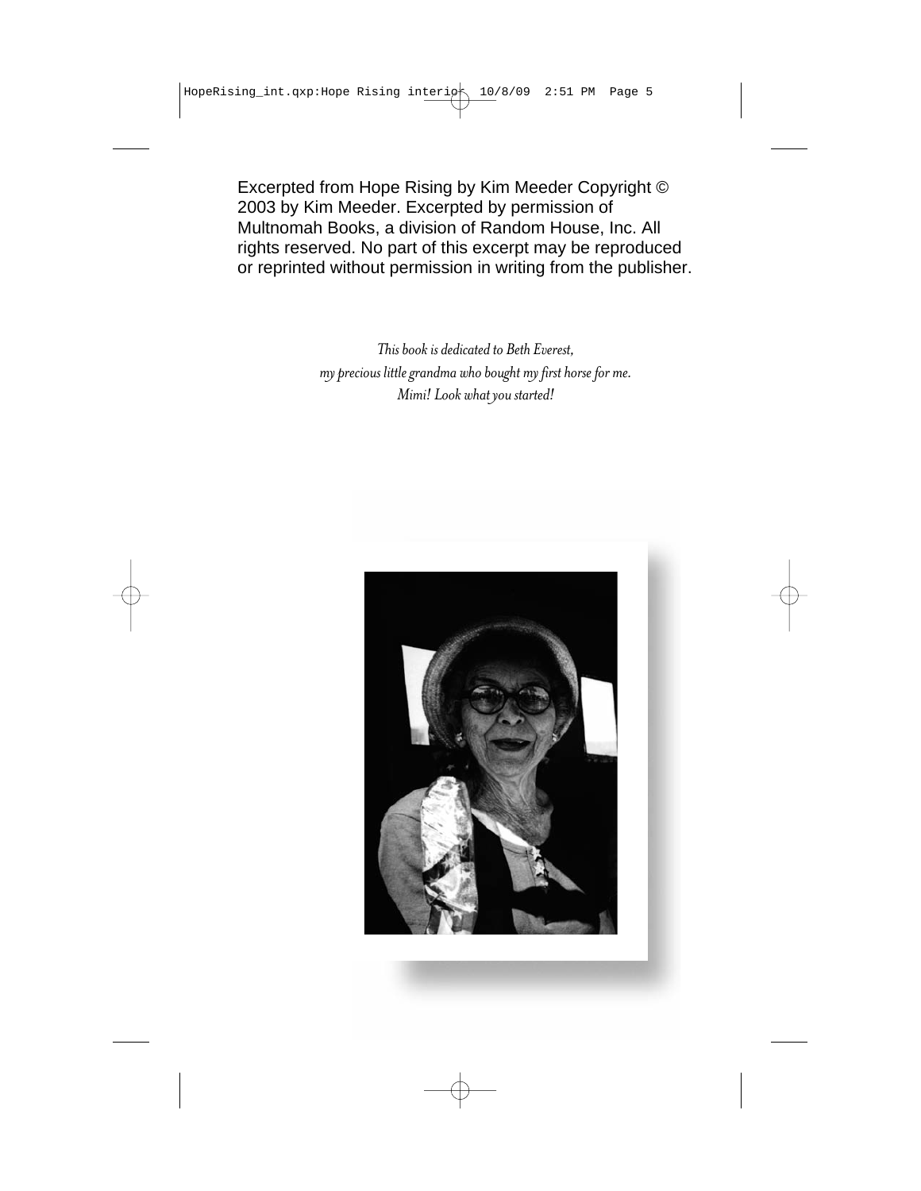Excerpted from Hope Rising by Kim Meeder Copyright © 2003 by Kim Meeder. Excerpted by permission of Multnomah Books, a division of Random House, Inc. All rights reserved. No part of this excerpt may be reproduced or reprinted without permission in writing from the publisher.

*This book is dedicated to Beth Everest,*
*my precious little grandma who bought my first horse for me.*
*Mimi! Look what you started!*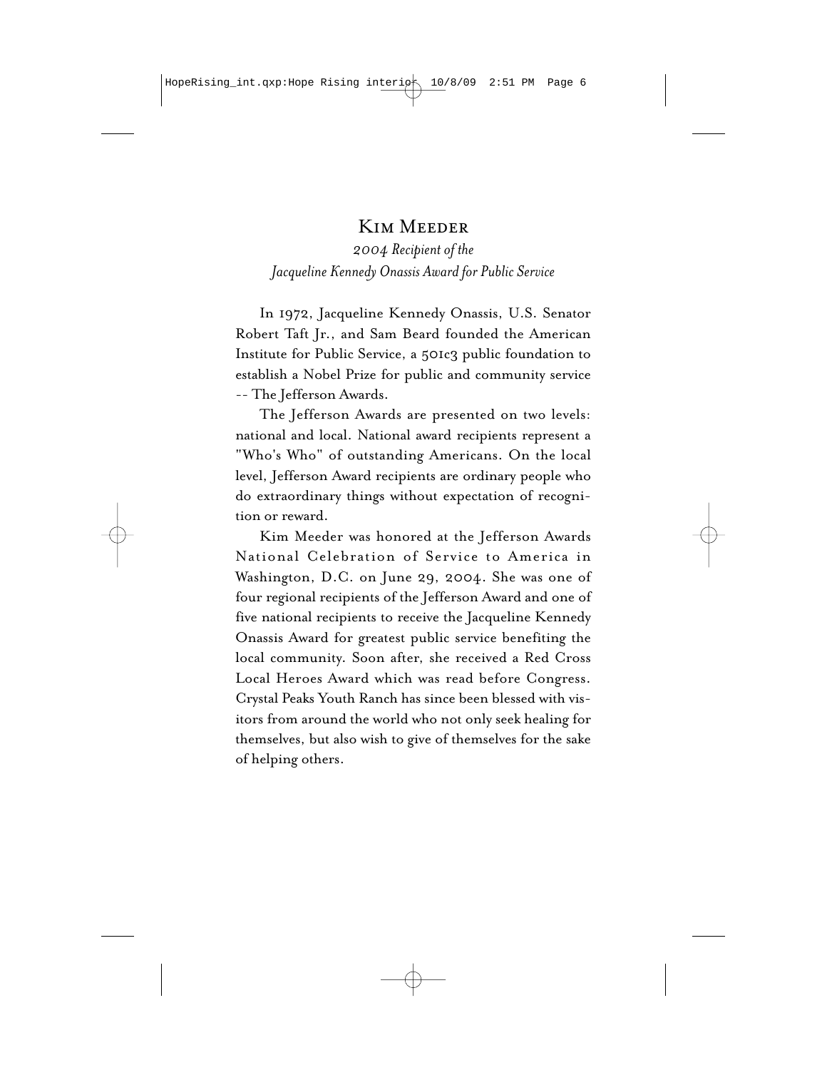## Kim Meeder

*2004 Recipient of the*
*Jacqueline Kennedy Onassis Award for Public Service*

In 1972, Jacqueline Kennedy Onassis, U.S. Senator Robert Taft Jr., and Sam Beard founded the American Institute for Public Service, a 501c3 public foundation to establish a Nobel Prize for public and community service -- The Jefferson Awards.

The Jefferson Awards are presented on two levels: national and local. National award recipients represent a "Who's Who" of outstanding Americans. On the local level, Jefferson Award recipients are ordinary people who do extraordinary things without expectation of recognition or reward.

Kim Meeder was honored at the Jefferson Awards National Celebration of Service to America in Washington, D.C. on June 29, 2004. She was one of four regional recipients of the Jefferson Award and one of five national recipients to receive the Jacqueline Kennedy Onassis Award for greatest public service benefiting the local community. Soon after, she received a Red Cross Local Heroes Award which was read before Congress. Crystal Peaks Youth Ranch has since been blessed with visitors from around the world who not only seek healing for themselves, but also wish to give of themselves for the sake of helping others.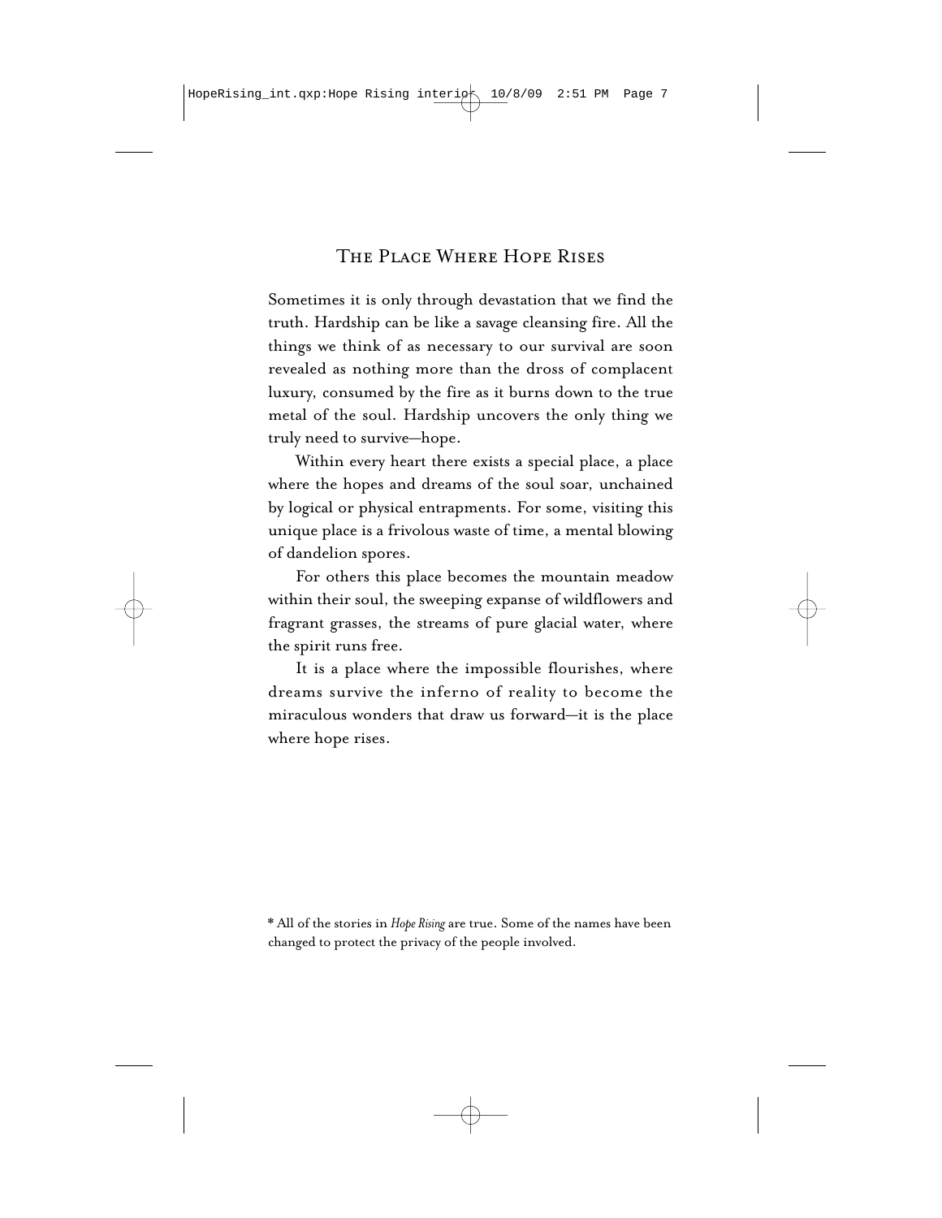# The Place Where Hope Rises

Sometimes it is only through devastation that we find the truth. Hardship can be like a savage cleansing fire. All the things we think of as necessary to our survival are soon revealed as nothing more than the dross of complacent luxury, consumed by the fire as it burns down to the true metal of the soul. Hardship uncovers the only thing we truly need to survive—hope.

Within every heart there exists a special place, a place where the hopes and dreams of the soul soar, unchained by logical or physical entrapments. For some, visiting this unique place is a frivolous waste of time, a mental blowing of dandelion spores.

For others this place becomes the mountain meadow within their soul, the sweeping expanse of wildflowers and fragrant grasses, the streams of pure glacial water, where the spirit runs free.

It is a place where the impossible flourishes, where dreams survive the inferno of reality to become the miraculous wonders that draw us forward—it is the place where hope rises.

* All of the stories in *Hope Rising* are true. Some of the names have been changed to protect the privacy of the people involved.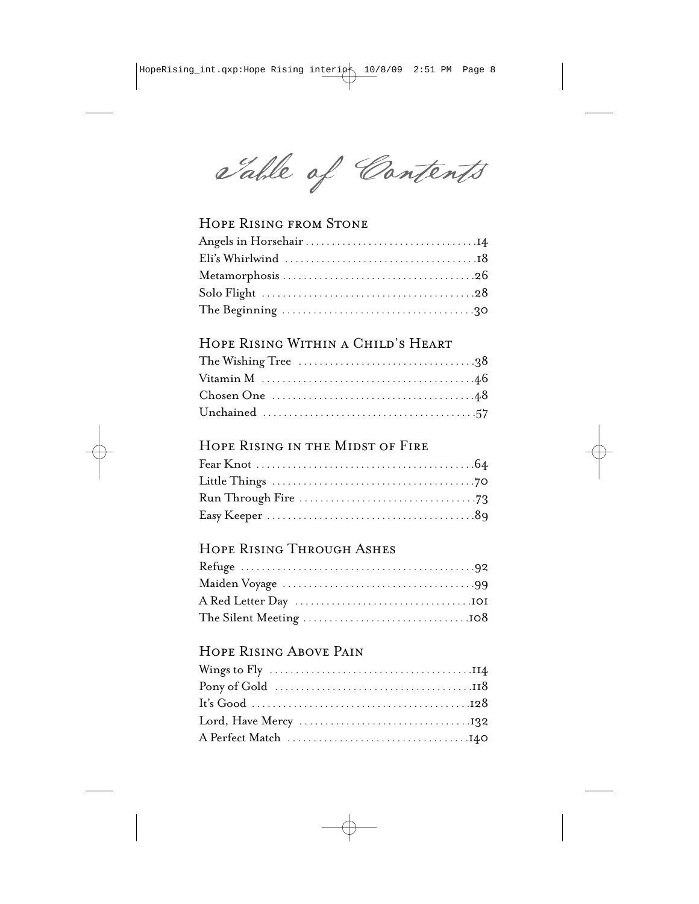# Table of Contents

## Hope Rising from Stone

Angels in Horsehair . . . . . . . . . . . . . . . . . . . . . . . . . . . . . . . .14
Eli's Whirlwind . . . . . . . . . . . . . . . . . . . . . . . . . . . . . . . . . . .18
Metamorphosis . . . . . . . . . . . . . . . . . . . . . . . . . . . . . . . . . . .26
Solo Flight . . . . . . . . . . . . . . . . . . . . . . . . . . . . . . . . . . . . . . .28
The Beginning . . . . . . . . . . . . . . . . . . . . . . . . . . . . . . . . . . . .30

## Hope Rising Within a Child's Heart

The Wishing Tree . . . . . . . . . . . . . . . . . . . . . . . . . . . . . . . . .38
Vitamin M . . . . . . . . . . . . . . . . . . . . . . . . . . . . . . . . . . . . . . .46
Chosen One . . . . . . . . . . . . . . . . . . . . . . . . . . . . . . . . . . . . . .48
Unchained . . . . . . . . . . . . . . . . . . . . . . . . . . . . . . . . . . . . . . .57

## Hope Rising in the Midst of Fire

Fear Knot . . . . . . . . . . . . . . . . . . . . . . . . . . . . . . . . . . . . . . . .64
Little Things . . . . . . . . . . . . . . . . . . . . . . . . . . . . . . . . . . . . .70
Run Through Fire . . . . . . . . . . . . . . . . . . . . . . . . . . . . . . . . .73
Easy Keeper . . . . . . . . . . . . . . . . . . . . . . . . . . . . . . . . . . . . . .89

## Hope Rising Through Ashes

Refuge . . . . . . . . . . . . . . . . . . . . . . . . . . . . . . . . . . . . . . . . . .92
Maiden Voyage . . . . . . . . . . . . . . . . . . . . . . . . . . . . . . . . . . .99
A Red Letter Day . . . . . . . . . . . . . . . . . . . . . . . . . . . . . . . . .101
The Silent Meeting . . . . . . . . . . . . . . . . . . . . . . . . . . . . . . .108

## Hope Rising Above Pain

Wings to Fly . . . . . . . . . . . . . . . . . . . . . . . . . . . . . . . . . . . . .114
Pony of Gold . . . . . . . . . . . . . . . . . . . . . . . . . . . . . . . . . . . . .118
It's Good . . . . . . . . . . . . . . . . . . . . . . . . . . . . . . . . . . . . . . . .128
Lord, Have Mercy . . . . . . . . . . . . . . . . . . . . . . . . . . . . . . . .132
A Perfect Match . . . . . . . . . . . . . . . . . . . . . . . . . . . . . . . . .140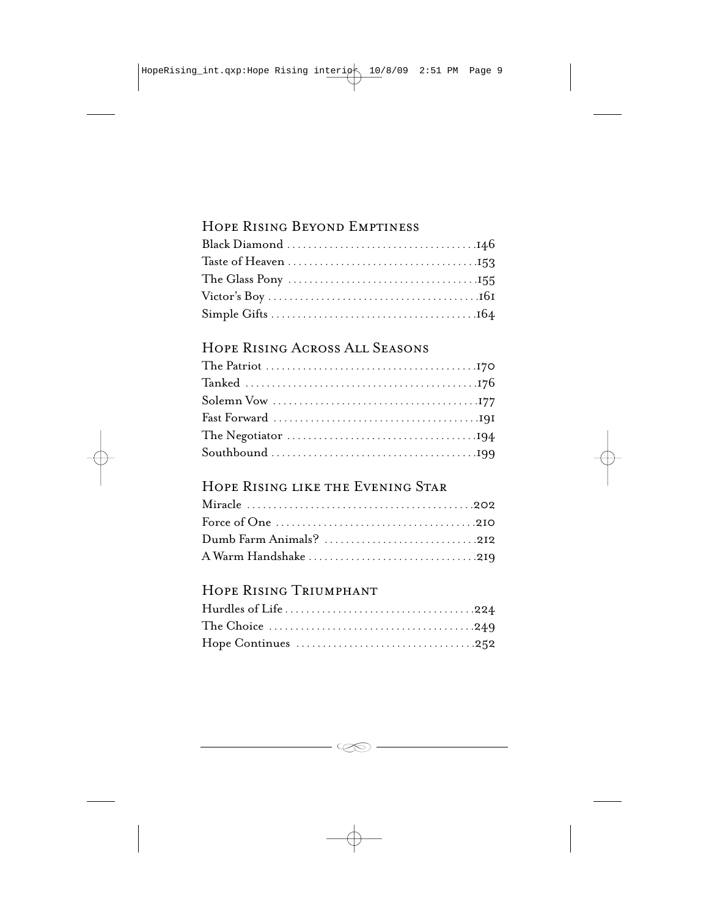## Hope Rising Beyond Emptiness

Black Diamond ..................................146
Taste of Heaven ..................................153
The Glass Pony ..................................155
Victor's Boy ......................................161
Simple Gifts ......................................164

## Hope Rising Across All Seasons

The Patriot .......................................170
Tanked ...........................................176
Solemn Vow ......................................177
Fast Forward ......................................191
The Negotiator ..................................194
Southbound ......................................199

## Hope Rising like the Evening Star

Miracle ..........................................202
Force of One .....................................210
Dumb Farm Animals? ............................212
A Warm Handshake ...............................219

## Hope Rising Triumphant

Hurdles of Life ...................................224
The Choice ......................................249
Hope Continues .................................252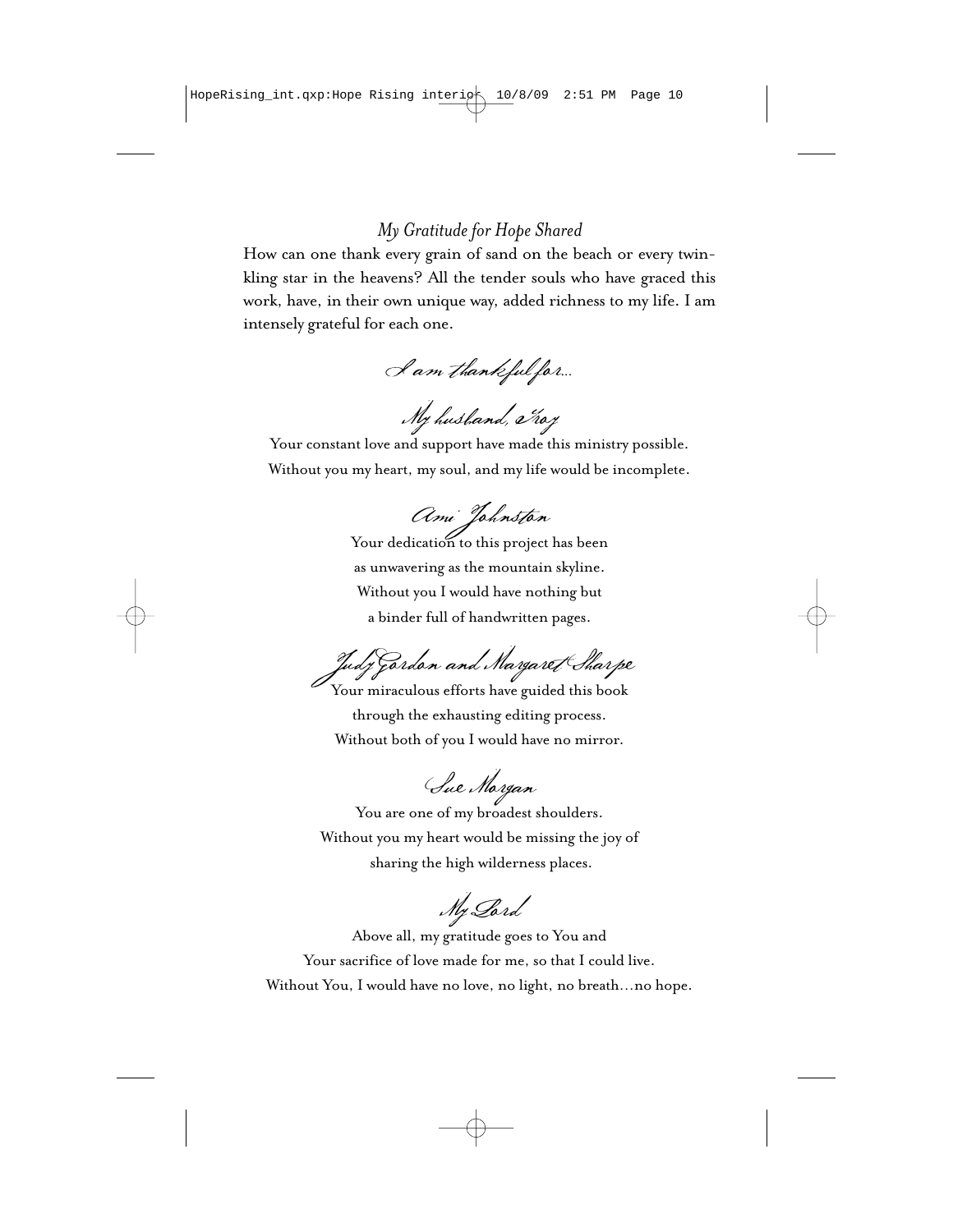*My Gratitude for Hope Shared*

How can one thank every grain of sand on the beach or every twinkling star in the heavens? All the tender souls who have graced this work, have, in their own unique way, added richness to my life. I am intensely grateful for each one.

*I am thankful for...*

*My husband, Troy*

Your constant love and support have made this ministry possible.
Without you my heart, my soul, and my life would be incomplete.

*Ami Johnston*

Your dedication to this project has been
as unwavering as the mountain skyline.
Without you I would have nothing but
a binder full of handwritten pages.

*Judy Gordon and Margaret Sharpe*

Your miraculous efforts have guided this book
through the exhausting editing process.
Without both of you I would have no mirror.

*Sue Morgan*

You are one of my broadest shoulders.
Without you my heart would be missing the joy of
sharing the high wilderness places.

*My Lord*

Above all, my gratitude goes to You and
Your sacrifice of love made for me, so that I could live.
Without You, I would have no love, no light, no breath…no hope.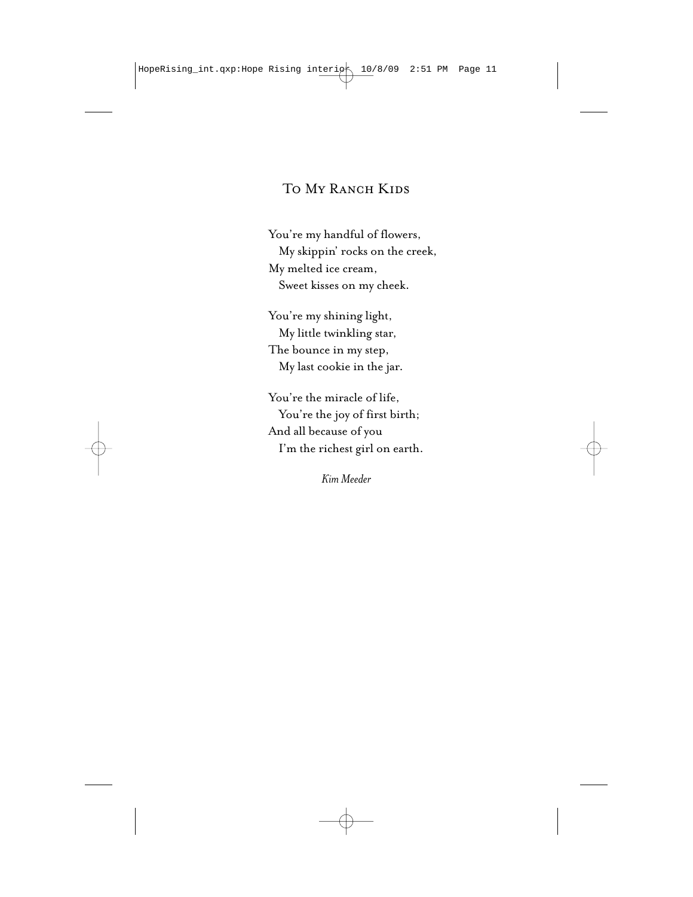## To My Ranch Kids

You're my handful of flowers,  
  My skippin' rocks on the creek,  
My melted ice cream,  
  Sweet kisses on my cheek.

You're my shining light,  
  My little twinkling star,  
The bounce in my step,  
  My last cookie in the jar.

You're the miracle of life,  
  You're the joy of first birth;  
And all because of you  
  I'm the richest girl on earth.

*Kim Meeder*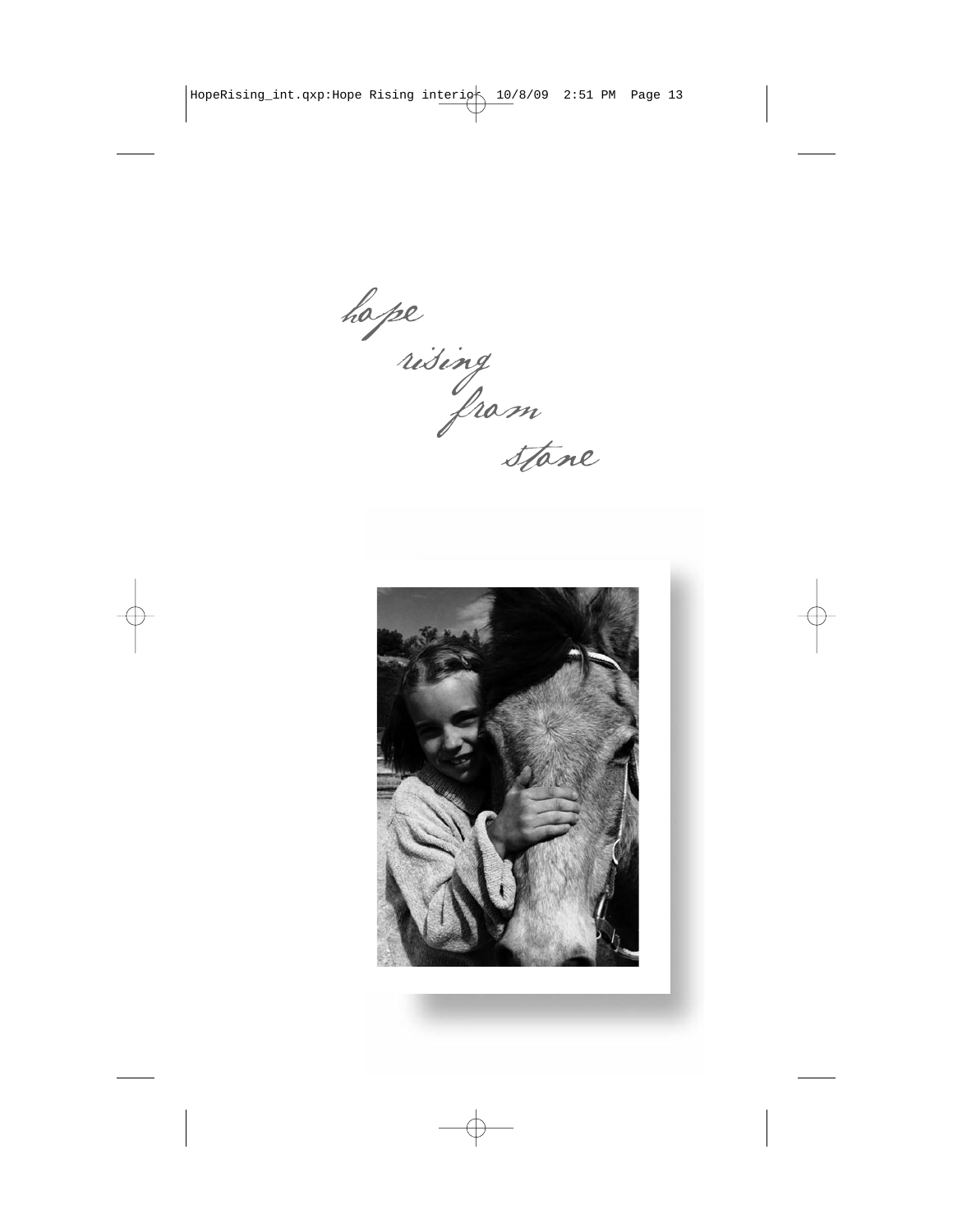*hope*
*rising*
*from*
*stone*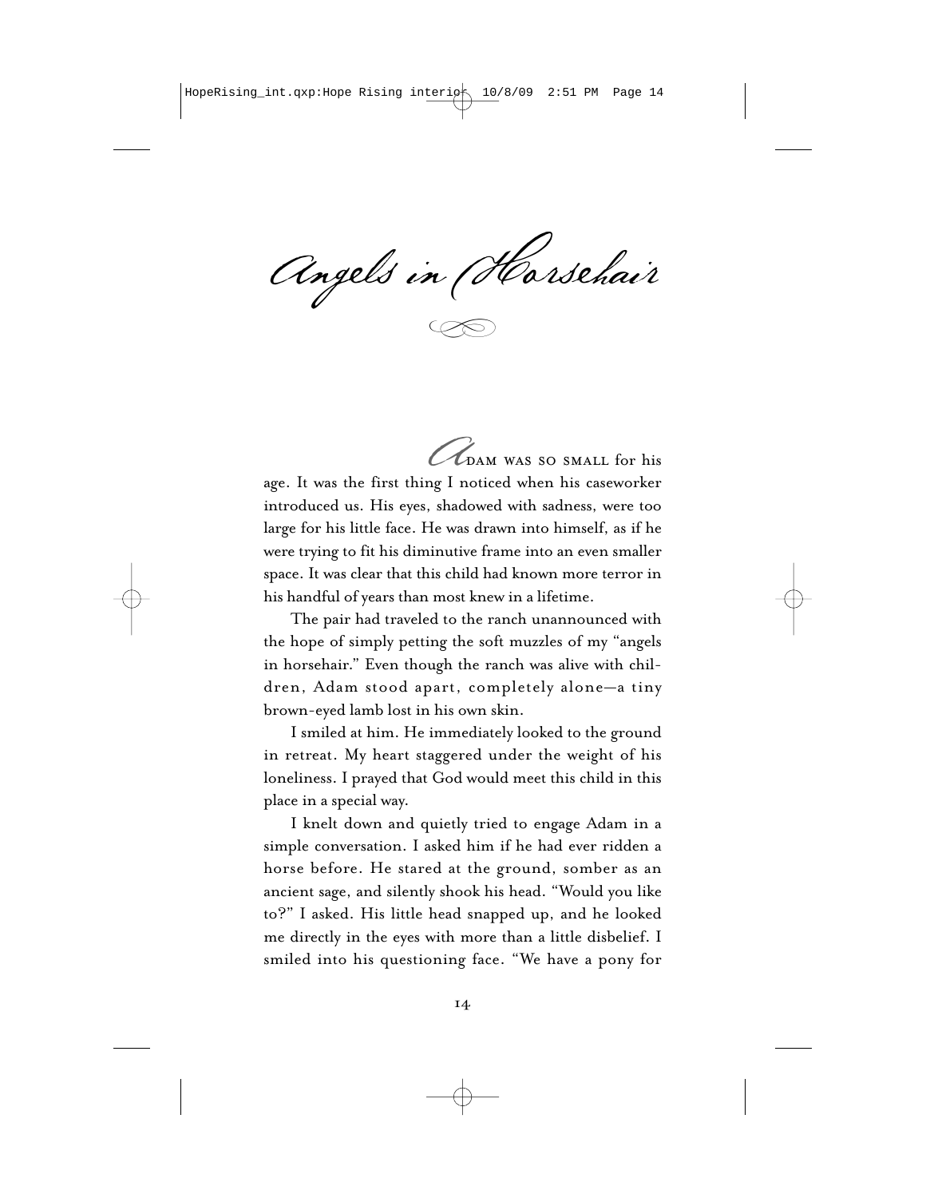# Angels in Horsehair

Adam was so small for his age. It was the first thing I noticed when his caseworker introduced us. His eyes, shadowed with sadness, were too large for his little face. He was drawn into himself, as if he were trying to fit his diminutive frame into an even smaller space. It was clear that this child had known more terror in his handful of years than most knew in a lifetime.

The pair had traveled to the ranch unannounced with the hope of simply petting the soft muzzles of my "angels in horsehair." Even though the ranch was alive with children, Adam stood apart, completely alone—a tiny brown-eyed lamb lost in his own skin.

I smiled at him. He immediately looked to the ground in retreat. My heart staggered under the weight of his loneliness. I prayed that God would meet this child in this place in a special way.

I knelt down and quietly tried to engage Adam in a simple conversation. I asked him if he had ever ridden a horse before. He stared at the ground, somber as an ancient sage, and silently shook his head. "Would you like to?" I asked. His little head snapped up, and he looked me directly in the eyes with more than a little disbelief. I smiled into his questioning face. "We have a pony for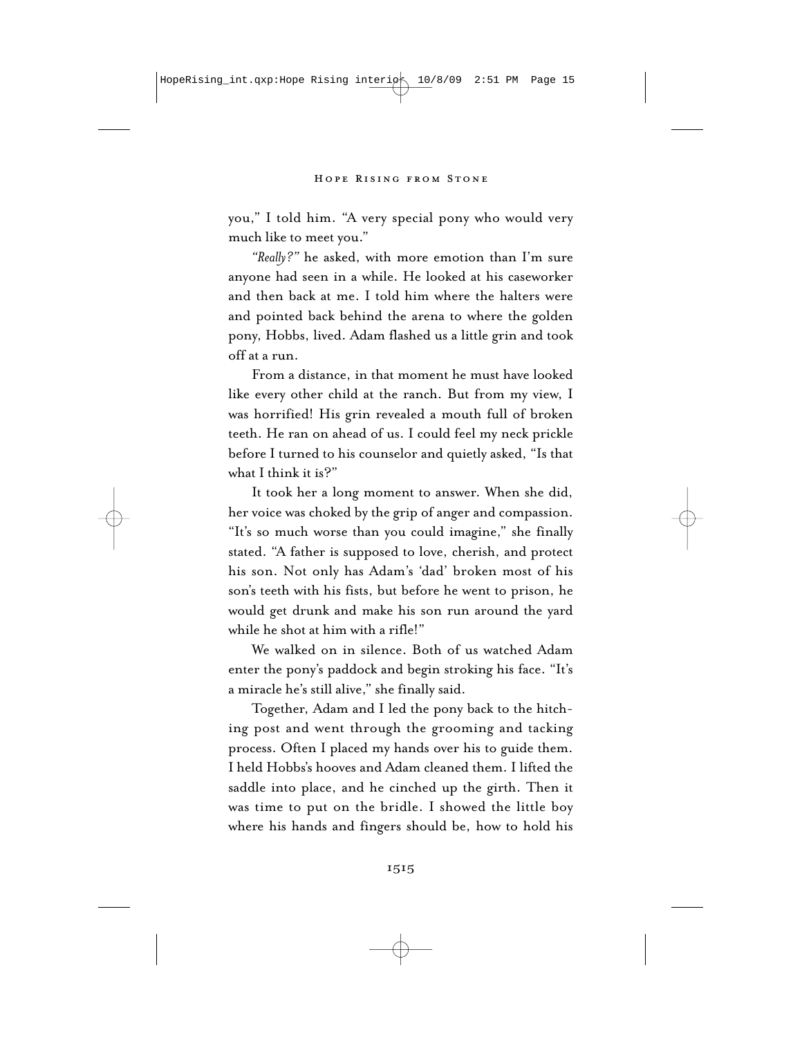you," I told him. "A very special pony who would very much like to meet you."

*"Really?"* he asked, with more emotion than I'm sure anyone had seen in a while. He looked at his caseworker and then back at me. I told him where the halters were and pointed back behind the arena to where the golden pony, Hobbs, lived. Adam flashed us a little grin and took off at a run.

From a distance, in that moment he must have looked like every other child at the ranch. But from my view, I was horrified! His grin revealed a mouth full of broken teeth. He ran on ahead of us. I could feel my neck prickle before I turned to his counselor and quietly asked, "Is that what I think it is?"

It took her a long moment to answer. When she did, her voice was choked by the grip of anger and compassion. "It's so much worse than you could imagine," she finally stated. "A father is supposed to love, cherish, and protect his son. Not only has Adam's 'dad' broken most of his son's teeth with his fists, but before he went to prison, he would get drunk and make his son run around the yard while he shot at him with a rifle!"

We walked on in silence. Both of us watched Adam enter the pony's paddock and begin stroking his face. "It's a miracle he's still alive," she finally said.

Together, Adam and I led the pony back to the hitching post and went through the grooming and tacking process. Often I placed my hands over his to guide them. I held Hobbs's hooves and Adam cleaned them. I lifted the saddle into place, and he cinched up the girth. Then it was time to put on the bridle. I showed the little boy where his hands and fingers should be, how to hold his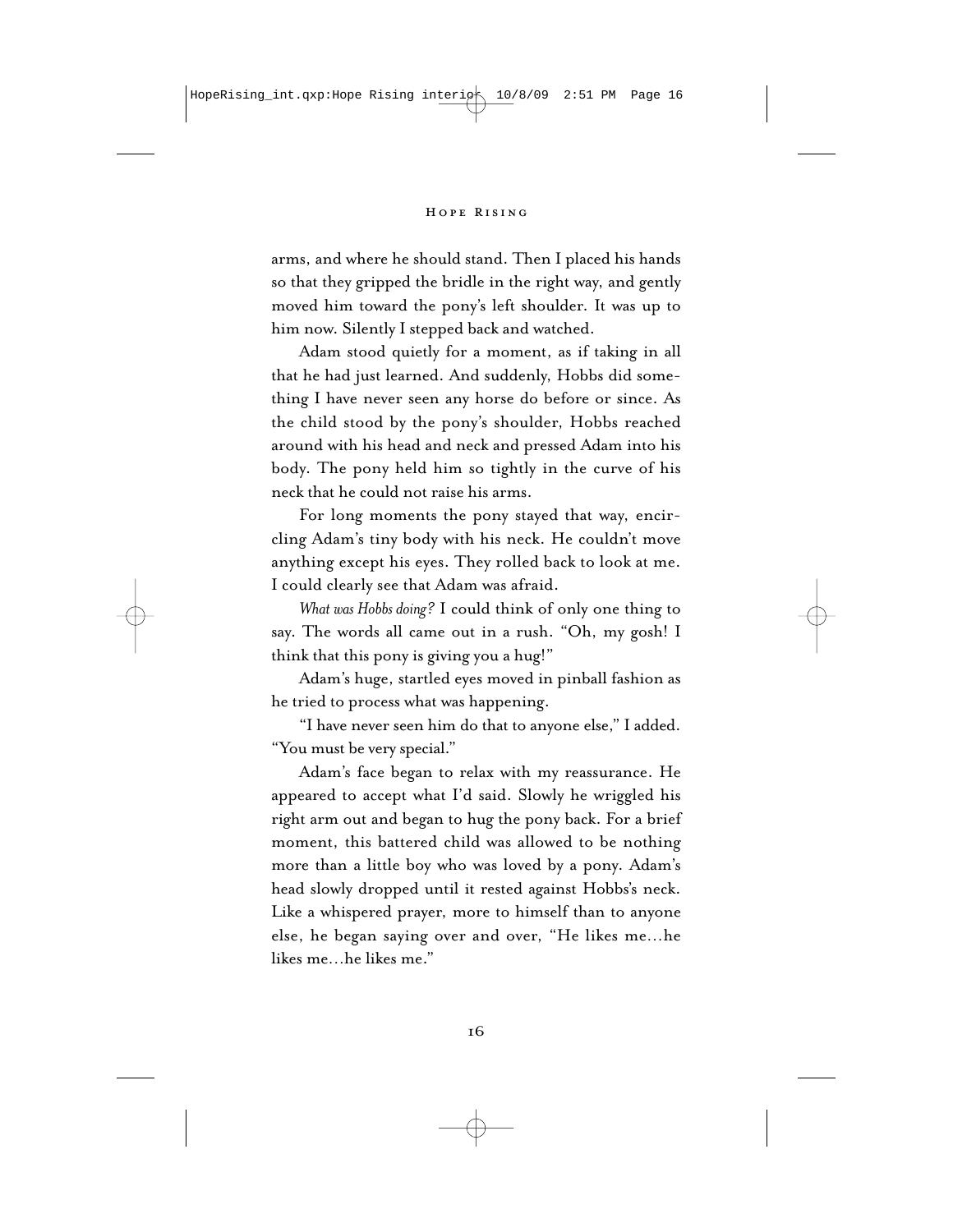arms, and where he should stand. Then I placed his hands so that they gripped the bridle in the right way, and gently moved him toward the pony's left shoulder. It was up to him now. Silently I stepped back and watched.

Adam stood quietly for a moment, as if taking in all that he had just learned. And suddenly, Hobbs did something I have never seen any horse do before or since. As the child stood by the pony's shoulder, Hobbs reached around with his head and neck and pressed Adam into his body. The pony held him so tightly in the curve of his neck that he could not raise his arms.

For long moments the pony stayed that way, encircling Adam's tiny body with his neck. He couldn't move anything except his eyes. They rolled back to look at me. I could clearly see that Adam was afraid.

*What was Hobbs doing?* I could think of only one thing to say. The words all came out in a rush. "Oh, my gosh! I think that this pony is giving you a hug!"

Adam's huge, startled eyes moved in pinball fashion as he tried to process what was happening.

"I have never seen him do that to anyone else," I added. "You must be very special."

Adam's face began to relax with my reassurance. He appeared to accept what I'd said. Slowly he wriggled his right arm out and began to hug the pony back. For a brief moment, this battered child was allowed to be nothing more than a little boy who was loved by a pony. Adam's head slowly dropped until it rested against Hobbs's neck. Like a whispered prayer, more to himself than to anyone else, he began saying over and over, "He likes me…he likes me…he likes me."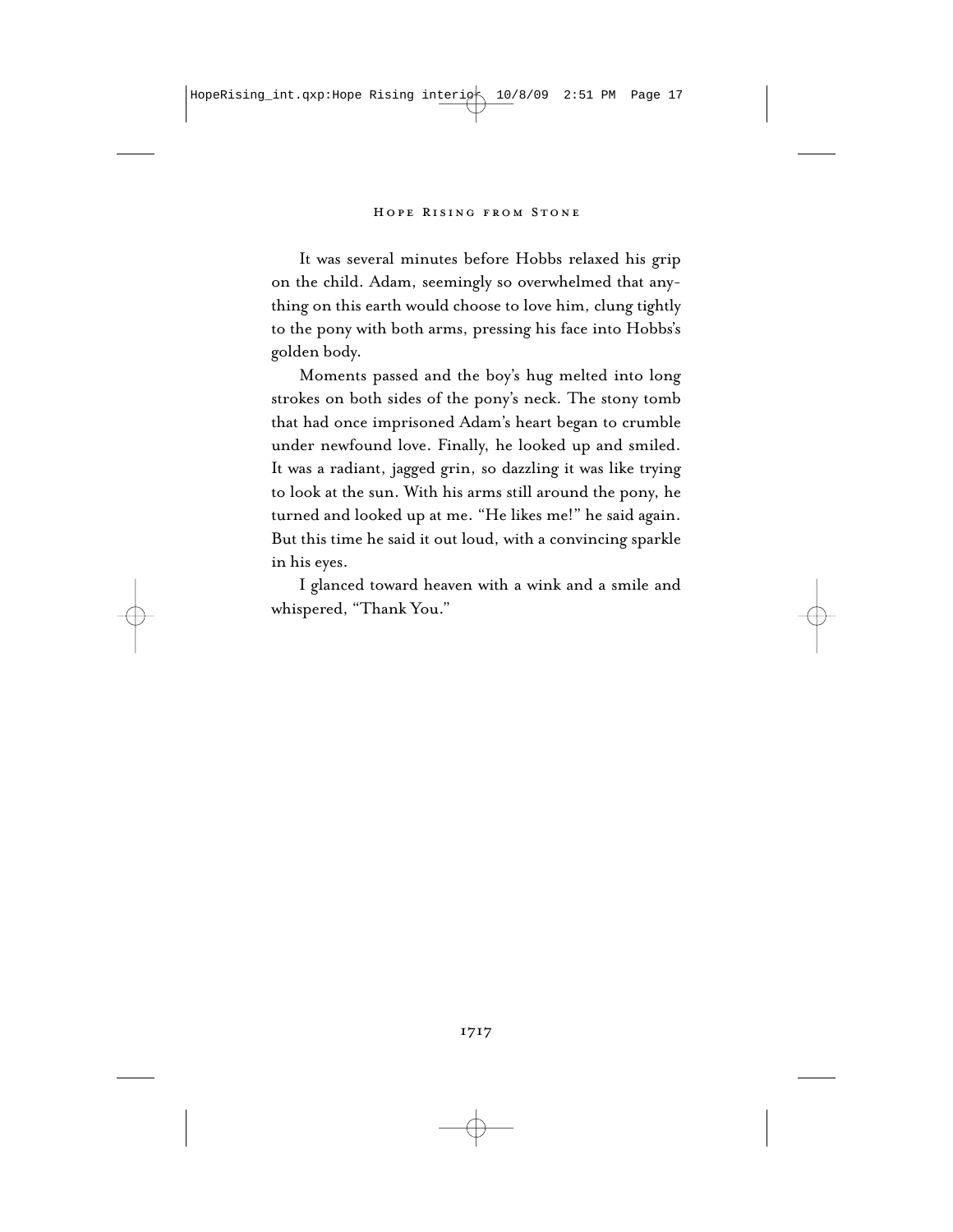It was several minutes before Hobbs relaxed his grip on the child. Adam, seemingly so overwhelmed that anything on this earth would choose to love him, clung tightly to the pony with both arms, pressing his face into Hobbs's golden body.

Moments passed and the boy's hug melted into long strokes on both sides of the pony's neck. The stony tomb that had once imprisoned Adam's heart began to crumble under newfound love. Finally, he looked up and smiled. It was a radiant, jagged grin, so dazzling it was like trying to look at the sun. With his arms still around the pony, he turned and looked up at me. "He likes me!" he said again. But this time he said it out loud, with a convincing sparkle in his eyes.

I glanced toward heaven with a wink and a smile and whispered, "Thank You."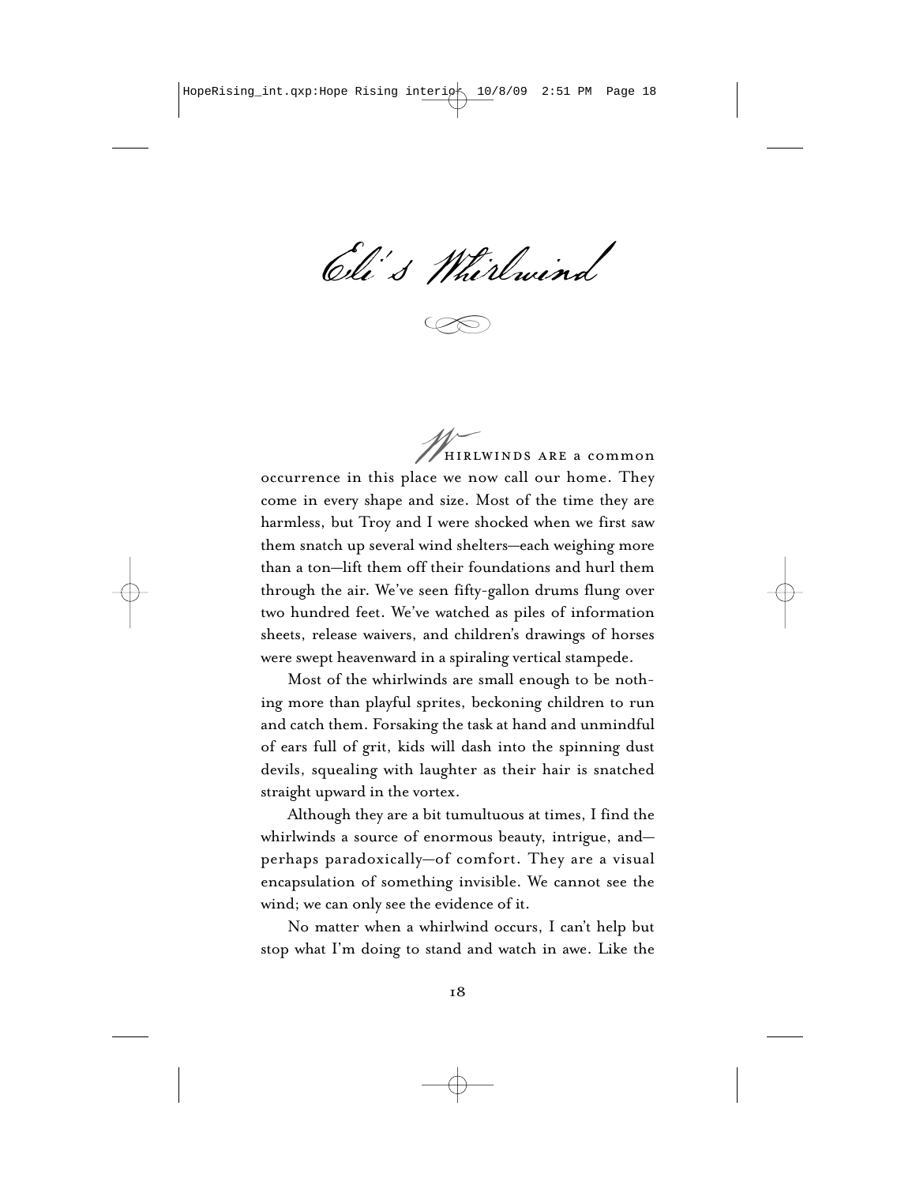# Eli's Whirlwind

WHIRLWINDS ARE a common occurrence in this place we now call our home. They come in every shape and size. Most of the time they are harmless, but Troy and I were shocked when we first saw them snatch up several wind shelters—each weighing more than a ton—lift them off their foundations and hurl them through the air. We've seen fifty-gallon drums flung over two hundred feet. We've watched as piles of information sheets, release waivers, and children's drawings of horses were swept heavenward in a spiraling vertical stampede.

Most of the whirlwinds are small enough to be nothing more than playful sprites, beckoning children to run and catch them. Forsaking the task at hand and unmindful of ears full of grit, kids will dash into the spinning dust devils, squealing with laughter as their hair is snatched straight upward in the vortex.

Although they are a bit tumultuous at times, I find the whirlwinds a source of enormous beauty, intrigue, and—perhaps paradoxically—of comfort. They are a visual encapsulation of something invisible. We cannot see the wind; we can only see the evidence of it.

No matter when a whirlwind occurs, I can't help but stop what I'm doing to stand and watch in awe. Like the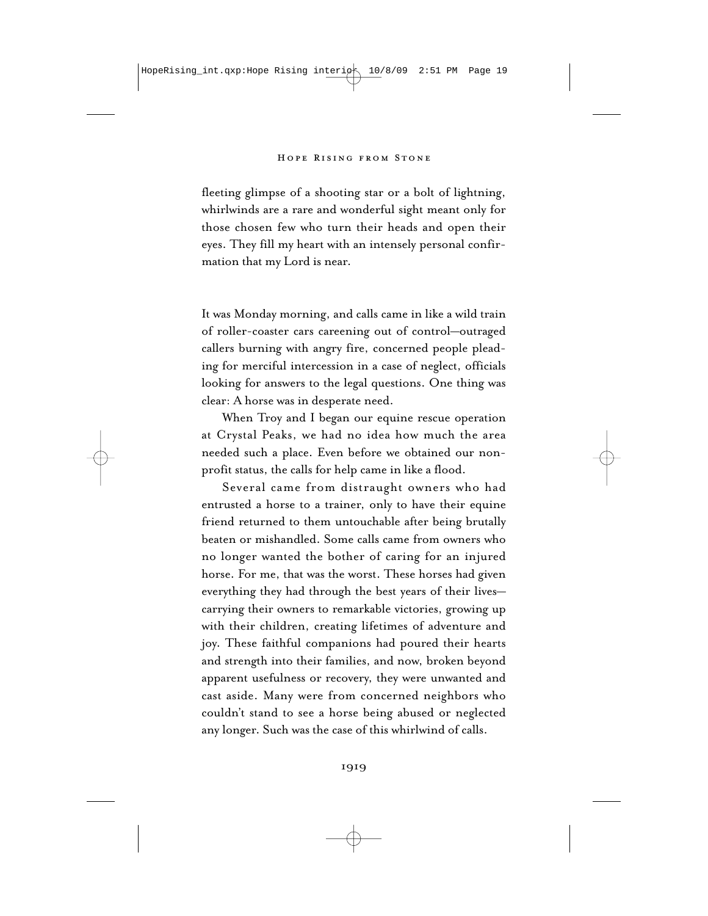fleeting glimpse of a shooting star or a bolt of lightning, whirlwinds are a rare and wonderful sight meant only for those chosen few who turn their heads and open their eyes. They fill my heart with an intensely personal confirmation that my Lord is near.

It was Monday morning, and calls came in like a wild train of roller-coaster cars careening out of control—outraged callers burning with angry fire, concerned people pleading for merciful intercession in a case of neglect, officials looking for answers to the legal questions. One thing was clear: A horse was in desperate need.

When Troy and I began our equine rescue operation at Crystal Peaks, we had no idea how much the area needed such a place. Even before we obtained our nonprofit status, the calls for help came in like a flood.

Several came from distraught owners who had entrusted a horse to a trainer, only to have their equine friend returned to them untouchable after being brutally beaten or mishandled. Some calls came from owners who no longer wanted the bother of caring for an injured horse. For me, that was the worst. These horses had given everything they had through the best years of their lives—carrying their owners to remarkable victories, growing up with their children, creating lifetimes of adventure and joy. These faithful companions had poured their hearts and strength into their families, and now, broken beyond apparent usefulness or recovery, they were unwanted and cast aside. Many were from concerned neighbors who couldn't stand to see a horse being abused or neglected any longer. Such was the case of this whirlwind of calls.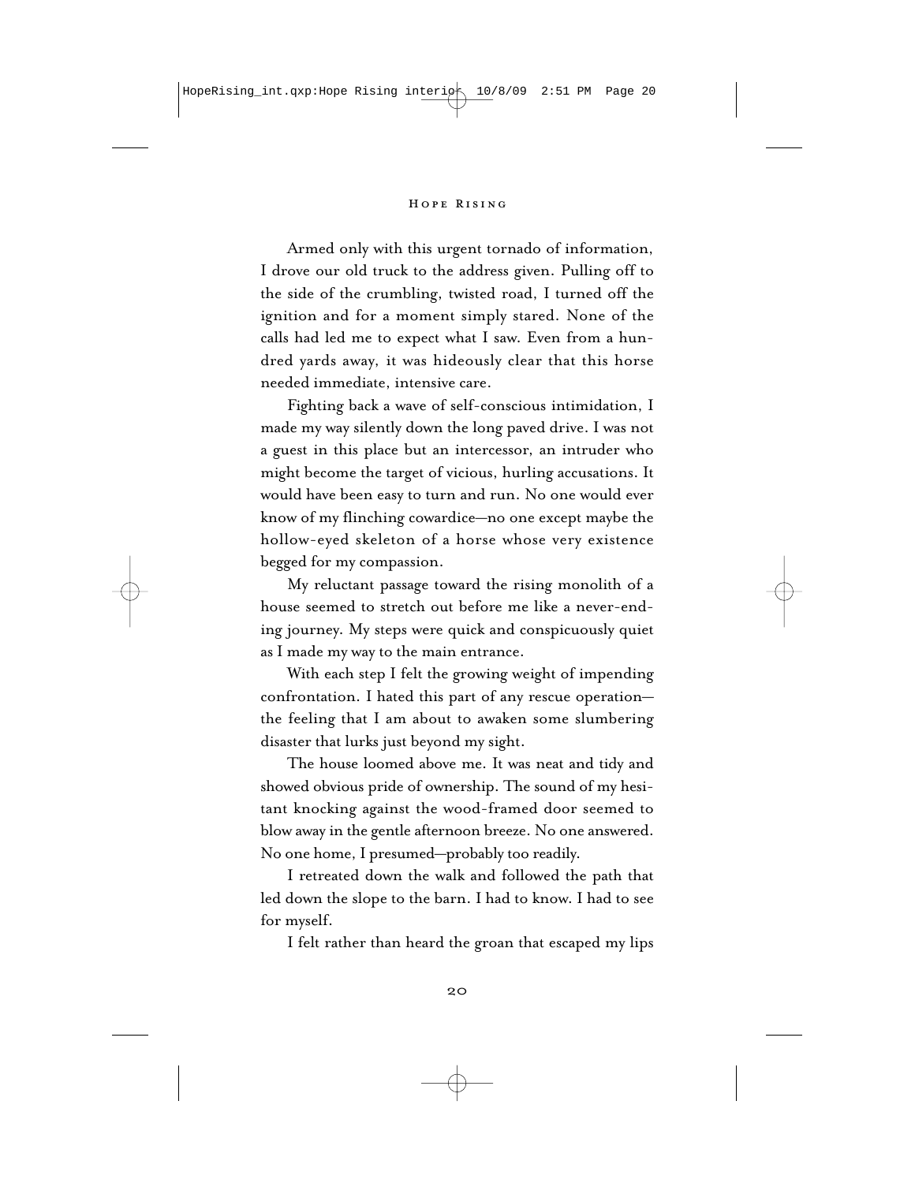Armed only with this urgent tornado of information, I drove our old truck to the address given. Pulling off to the side of the crumbling, twisted road, I turned off the ignition and for a moment simply stared. None of the calls had led me to expect what I saw. Even from a hundred yards away, it was hideously clear that this horse needed immediate, intensive care.

Fighting back a wave of self-conscious intimidation, I made my way silently down the long paved drive. I was not a guest in this place but an intercessor, an intruder who might become the target of vicious, hurling accusations. It would have been easy to turn and run. No one would ever know of my flinching cowardice—no one except maybe the hollow-eyed skeleton of a horse whose very existence begged for my compassion.

My reluctant passage toward the rising monolith of a house seemed to stretch out before me like a never-ending journey. My steps were quick and conspicuously quiet as I made my way to the main entrance.

With each step I felt the growing weight of impending confrontation. I hated this part of any rescue operation—the feeling that I am about to awaken some slumbering disaster that lurks just beyond my sight.

The house loomed above me. It was neat and tidy and showed obvious pride of ownership. The sound of my hesitant knocking against the wood-framed door seemed to blow away in the gentle afternoon breeze. No one answered. No one home, I presumed—probably too readily.

I retreated down the walk and followed the path that led down the slope to the barn. I had to know. I had to see for myself.

I felt rather than heard the groan that escaped my lips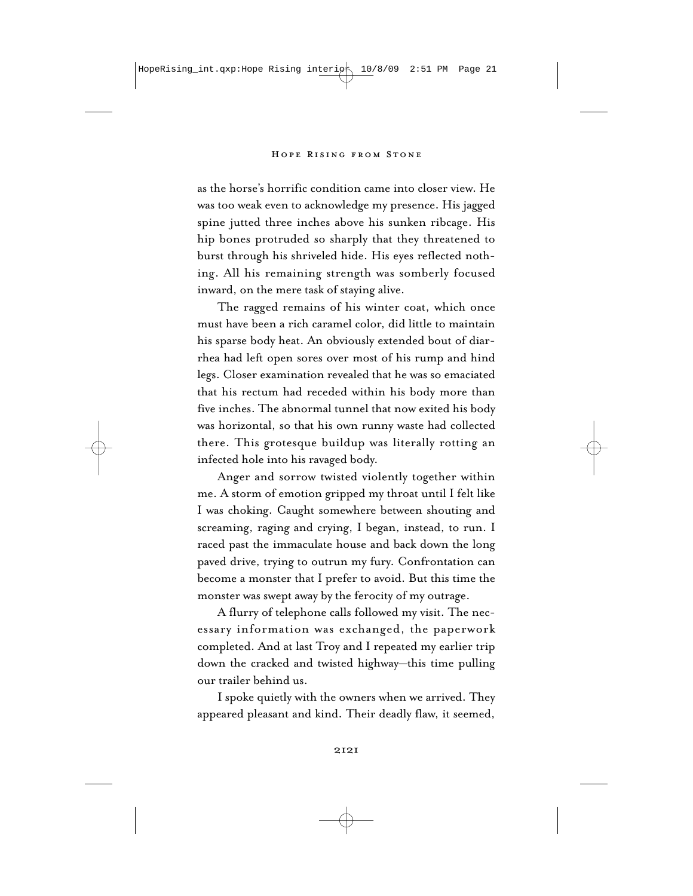as the horse's horrific condition came into closer view. He was too weak even to acknowledge my presence. His jagged spine jutted three inches above his sunken ribcage. His hip bones protruded so sharply that they threatened to burst through his shriveled hide. His eyes reflected nothing. All his remaining strength was somberly focused inward, on the mere task of staying alive.

The ragged remains of his winter coat, which once must have been a rich caramel color, did little to maintain his sparse body heat. An obviously extended bout of diarrhea had left open sores over most of his rump and hind legs. Closer examination revealed that he was so emaciated that his rectum had receded within his body more than five inches. The abnormal tunnel that now exited his body was horizontal, so that his own runny waste had collected there. This grotesque buildup was literally rotting an infected hole into his ravaged body.

Anger and sorrow twisted violently together within me. A storm of emotion gripped my throat until I felt like I was choking. Caught somewhere between shouting and screaming, raging and crying, I began, instead, to run. I raced past the immaculate house and back down the long paved drive, trying to outrun my fury. Confrontation can become a monster that I prefer to avoid. But this time the monster was swept away by the ferocity of my outrage.

A flurry of telephone calls followed my visit. The necessary information was exchanged, the paperwork completed. And at last Troy and I repeated my earlier trip down the cracked and twisted highway—this time pulling our trailer behind us.

I spoke quietly with the owners when we arrived. They appeared pleasant and kind. Their deadly flaw, it seemed,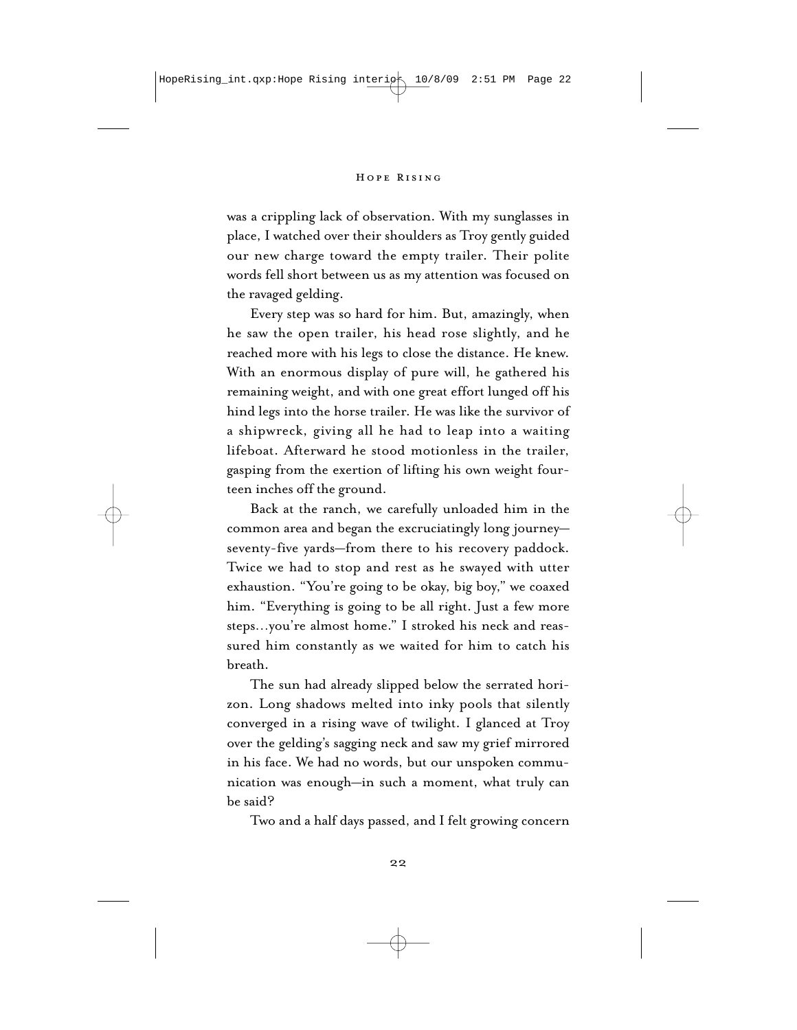was a crippling lack of observation. With my sunglasses in place, I watched over their shoulders as Troy gently guided our new charge toward the empty trailer. Their polite words fell short between us as my attention was focused on the ravaged gelding.

Every step was so hard for him. But, amazingly, when he saw the open trailer, his head rose slightly, and he reached more with his legs to close the distance. He knew. With an enormous display of pure will, he gathered his remaining weight, and with one great effort lunged off his hind legs into the horse trailer. He was like the survivor of a shipwreck, giving all he had to leap into a waiting lifeboat. Afterward he stood motionless in the trailer, gasping from the exertion of lifting his own weight fourteen inches off the ground.

Back at the ranch, we carefully unloaded him in the common area and began the excruciatingly long journey—seventy-five yards—from there to his recovery paddock. Twice we had to stop and rest as he swayed with utter exhaustion. "You're going to be okay, big boy," we coaxed him. "Everything is going to be all right. Just a few more steps…you're almost home." I stroked his neck and reassured him constantly as we waited for him to catch his breath.

The sun had already slipped below the serrated horizon. Long shadows melted into inky pools that silently converged in a rising wave of twilight. I glanced at Troy over the gelding's sagging neck and saw my grief mirrored in his face. We had no words, but our unspoken communication was enough—in such a moment, what truly can be said?

Two and a half days passed, and I felt growing concern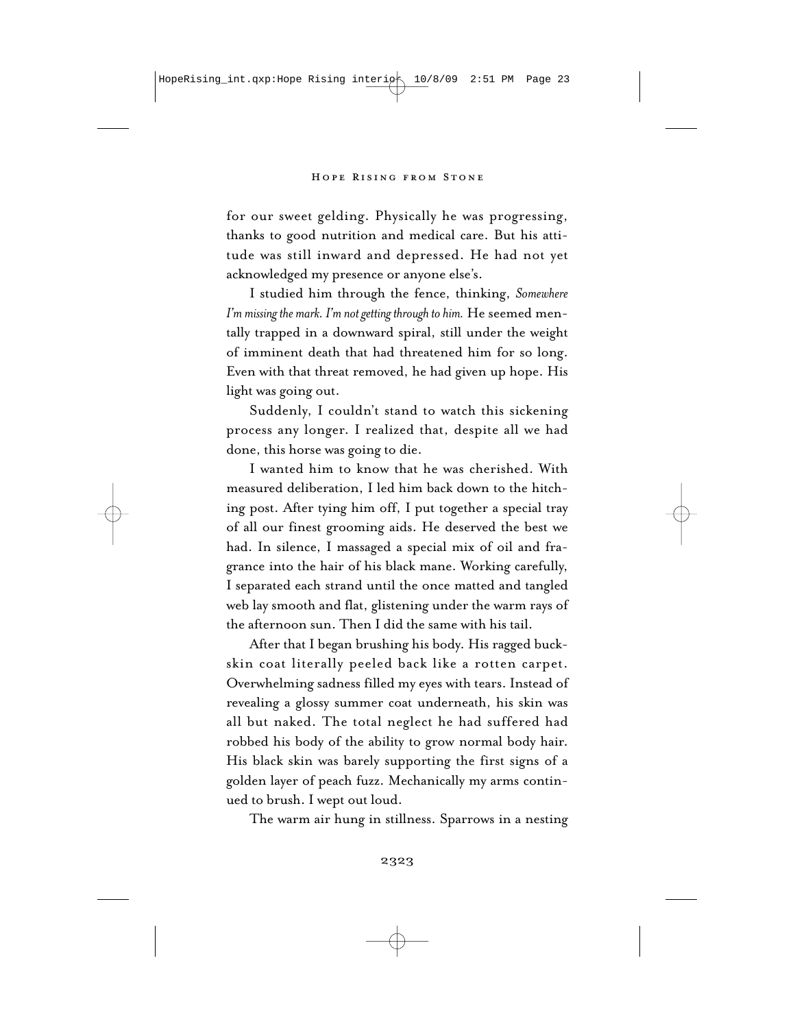for our sweet gelding. Physically he was progressing, thanks to good nutrition and medical care. But his attitude was still inward and depressed. He had not yet acknowledged my presence or anyone else's.

I studied him through the fence, thinking, *Somewhere I'm missing the mark. I'm not getting through to him.* He seemed mentally trapped in a downward spiral, still under the weight of imminent death that had threatened him for so long. Even with that threat removed, he had given up hope. His light was going out.

Suddenly, I couldn't stand to watch this sickening process any longer. I realized that, despite all we had done, this horse was going to die.

I wanted him to know that he was cherished. With measured deliberation, I led him back down to the hitching post. After tying him off, I put together a special tray of all our finest grooming aids. He deserved the best we had. In silence, I massaged a special mix of oil and fragrance into the hair of his black mane. Working carefully, I separated each strand until the once matted and tangled web lay smooth and flat, glistening under the warm rays of the afternoon sun. Then I did the same with his tail.

After that I began brushing his body. His ragged buckskin coat literally peeled back like a rotten carpet. Overwhelming sadness filled my eyes with tears. Instead of revealing a glossy summer coat underneath, his skin was all but naked. The total neglect he had suffered had robbed his body of the ability to grow normal body hair. His black skin was barely supporting the first signs of a golden layer of peach fuzz. Mechanically my arms continued to brush. I wept out loud.

The warm air hung in stillness. Sparrows in a nesting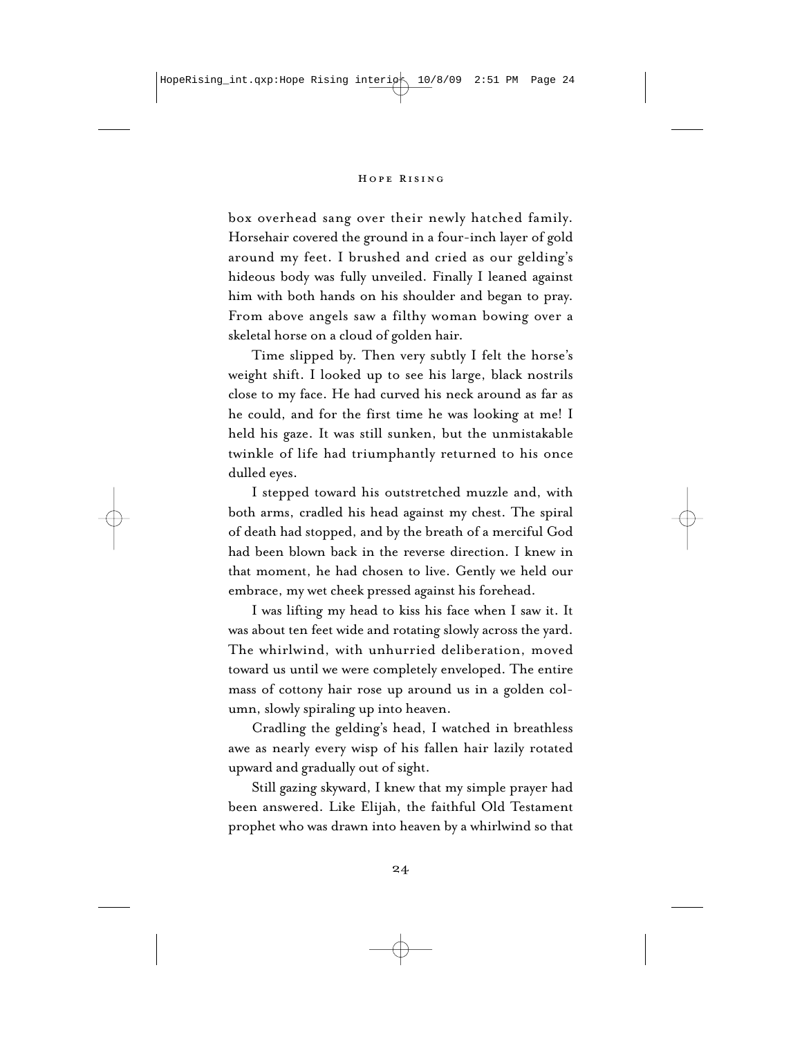box overhead sang over their newly hatched family. Horsehair covered the ground in a four-inch layer of gold around my feet. I brushed and cried as our gelding's hideous body was fully unveiled. Finally I leaned against him with both hands on his shoulder and began to pray. From above angels saw a filthy woman bowing over a skeletal horse on a cloud of golden hair.

Time slipped by. Then very subtly I felt the horse's weight shift. I looked up to see his large, black nostrils close to my face. He had curved his neck around as far as he could, and for the first time he was looking at me! I held his gaze. It was still sunken, but the unmistakable twinkle of life had triumphantly returned to his once dulled eyes.

I stepped toward his outstretched muzzle and, with both arms, cradled his head against my chest. The spiral of death had stopped, and by the breath of a merciful God had been blown back in the reverse direction. I knew in that moment, he had chosen to live. Gently we held our embrace, my wet cheek pressed against his forehead.

I was lifting my head to kiss his face when I saw it. It was about ten feet wide and rotating slowly across the yard. The whirlwind, with unhurried deliberation, moved toward us until we were completely enveloped. The entire mass of cottony hair rose up around us in a golden column, slowly spiraling up into heaven.

Cradling the gelding's head, I watched in breathless awe as nearly every wisp of his fallen hair lazily rotated upward and gradually out of sight.

Still gazing skyward, I knew that my simple prayer had been answered. Like Elijah, the faithful Old Testament prophet who was drawn into heaven by a whirlwind so that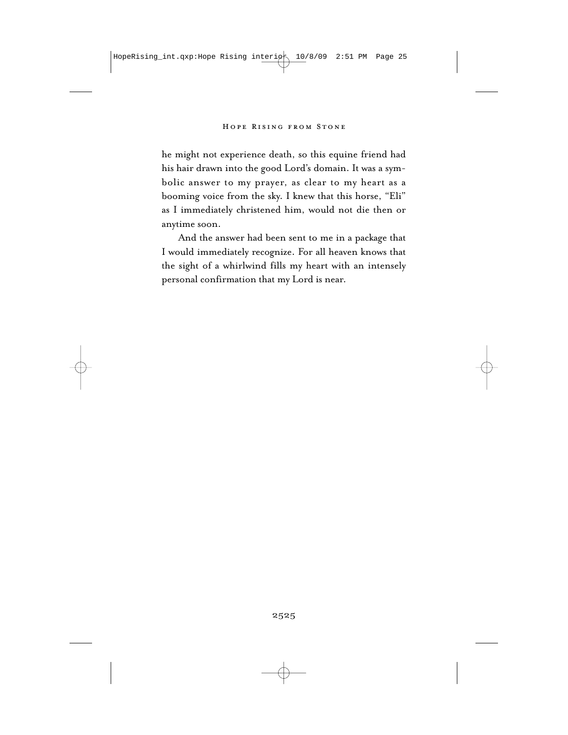he might not experience death, so this equine friend had his hair drawn into the good Lord's domain. It was a symbolic answer to my prayer, as clear to my heart as a booming voice from the sky. I knew that this horse, "Eli" as I immediately christened him, would not die then or anytime soon.

And the answer had been sent to me in a package that I would immediately recognize. For all heaven knows that the sight of a whirlwind fills my heart with an intensely personal confirmation that my Lord is near.